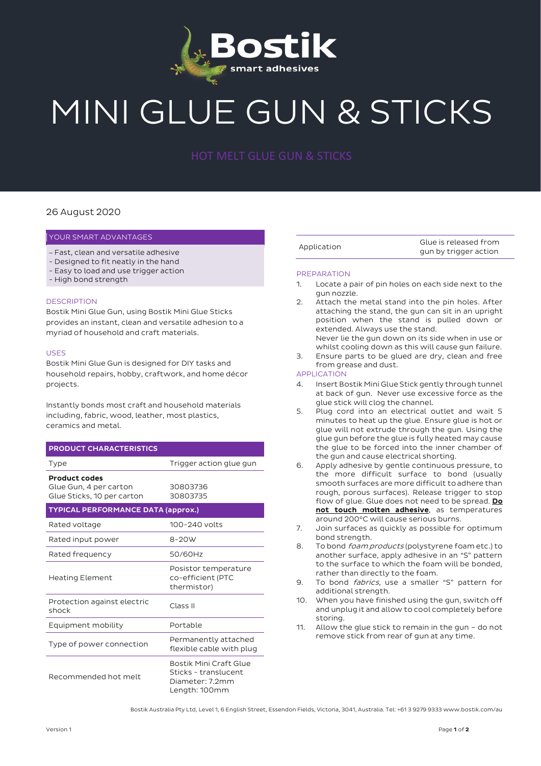Bostik smart adhesives

# MINI GLUE GUN & STICKS

## HOT MELT GLUE GUN & STICKS

26 August 2020

### YOUR SMART ADVANTAGES

- Fast, clean and versatile adhesive
- Designed to fit neatly in the hand
- Easy to load and use trigger action
- High bond strength

### DESCRIPTION

Bostik Mini Glue Gun, using Bostik Mini Glue Sticks provides an instant, clean and versatile adhesion to a myriad of household and craft materials.

### USES

Bostik Mini Glue Gun is designed for DIY tasks and household repairs, hobby, craftwork, and home décor projects.

Instantly bonds most craft and household materials including, fabric, wood, leather, most plastics, ceramics and metal.

| **PRODUCT CHARACTERISTICS** | |
|---|---|
| Type | Trigger action glue gun |
| **Product codes**<br>Glue Gun, 4 per carton<br>Glue Sticks, 10 per carton | <br>30803736<br>30803735 |
| **TYPICAL PERFORMANCE DATA (approx.)** | |
| Rated voltage | 100-240 volts |
| Rated input power | 8-20W |
| Rated frequency | 50/60Hz |
| Heating Element | Posistor temperature co-efficient (PTC thermistor) |
| Protection against electric shock | Class II |
| Equipment mobility | Portable |
| Type of power connection | Permanently attached flexible cable with plug |
| Recommended hot melt | Bostik Mini Craft Glue Sticks - translucent<br>Diameter: 7.2mm<br>Length: 100mm |
| Application | Glue is released from gun by trigger action |

### PREPARATION

1. Locate a pair of pin holes on each side next to the gun nozzle.
2. Attach the metal stand into the pin holes. After attaching the stand, the gun can sit in an upright position when the stand is pulled down or extended. Always use the stand.
   Never lie the gun down on its side when in use or whilst cooling down as this will cause gun failure.
3. Ensure parts to be glued are dry, clean and free from grease and dust.

### APPLICATION

4. Insert Bostik Mini Glue Stick gently through tunnel at back of gun. Never use excessive force as the glue stick will clog the channel.
5. Plug cord into an electrical outlet and wait 5 minutes to heat up the glue. Ensure glue is hot or glue will not extrude through the gun. Using the glue gun before the glue is fully heated may cause the glue to be forced into the inner chamber of the gun and cause electrical shorting.
6. Apply adhesive by gentle continuous pressure, to the more difficult surface to bond (usually smooth surfaces are more difficult to adhere than rough, porous surfaces). Release trigger to stop flow of glue. Glue does not need to be spread. **Do not touch molten adhesive**, as temperatures around 200°C will cause serious burns.
7. Join surfaces as quickly as possible for optimum bond strength.
8. To bond *foam products* (polystyrene foam etc.) to another surface, apply adhesive in an "S" pattern to the surface to which the foam will be bonded, rather than directly to the foam.
9. To bond *fabrics*, use a smaller "S" pattern for additional strength.
10. When you have finished using the gun, switch off and unplug it and allow to cool completely before storing.
11. Allow the glue stick to remain in the gun – do not remove stick from rear of gun at any time.

Bostik Australia Pty Ltd, Level 1, 6 English Street, Essendon Fields, Victoria, 3041, Australia. Tel: +61 3 9279 9333 www.bostik.com/au

Version 1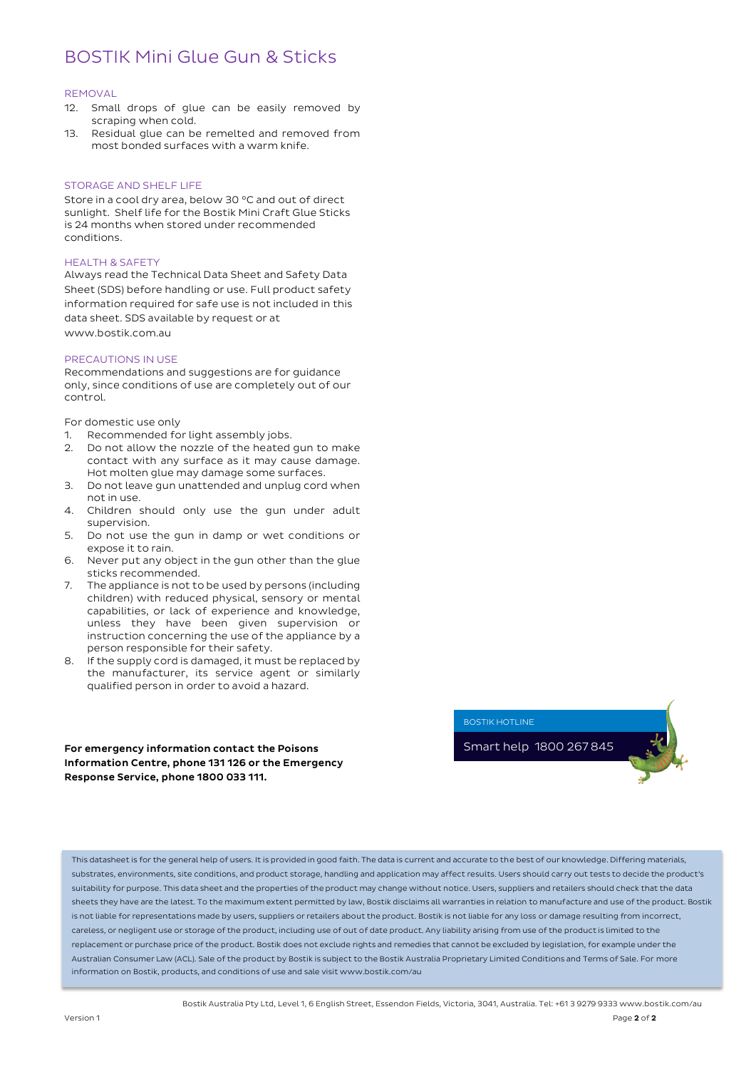# BOSTIK Mini Glue Gun & Sticks

## REMOVAL

12. Small drops of glue can be easily removed by scraping when cold.
13. Residual glue can be remelted and removed from most bonded surfaces with a warm knife.

## STORAGE AND SHELF LIFE

Store in a cool dry area, below 30 °C and out of direct sunlight. Shelf life for the Bostik Mini Craft Glue Sticks is 24 months when stored under recommended conditions.

## HEALTH & SAFETY

Always read the Technical Data Sheet and Safety Data Sheet (SDS) before handling or use. Full product safety information required for safe use is not included in this data sheet. SDS available by request or at www.bostik.com.au

## PRECAUTIONS IN USE

Recommendations and suggestions are for guidance only, since conditions of use are completely out of our control.

For domestic use only

1. Recommended for light assembly jobs.
2. Do not allow the nozzle of the heated gun to make contact with any surface as it may cause damage. Hot molten glue may damage some surfaces.
3. Do not leave gun unattended and unplug cord when not in use.
4. Children should only use the gun under adult supervision.
5. Do not use the gun in damp or wet conditions or expose it to rain.
6. Never put any object in the gun other than the glue sticks recommended.
7. The appliance is not to be used by persons (including children) with reduced physical, sensory or mental capabilities, or lack of experience and knowledge, unless they have been given supervision or instruction concerning the use of the appliance by a person responsible for their safety.
8. If the supply cord is damaged, it must be replaced by the manufacturer, its service agent or similarly qualified person in order to avoid a hazard.

**For emergency information contact the Poisons Information Centre, phone 131 126 or the Emergency Response Service, phone 1800 033 111.**

BOSTIK HOTLINE

Smart help 1800 267 845

This datasheet is for the general help of users. It is provided in good faith. The data is current and accurate to the best of our knowledge. Differing materials, substrates, environments, site conditions, and product storage, handling and application may affect results. Users should carry out tests to decide the product's suitability for purpose. This data sheet and the properties of the product may change without notice. Users, suppliers and retailers should check that the data sheets they have are the latest. To the maximum extent permitted by law, Bostik disclaims all warranties in relation to manufacture and use of the product. Bostik is not liable for representations made by users, suppliers or retailers about the product. Bostik is not liable for any loss or damage resulting from incorrect, careless, or negligent use or storage of the product, including use of out of date product. Any liability arising from use of the product is limited to the replacement or purchase price of the product. Bostik does not exclude rights and remedies that cannot be excluded by legislation, for example under the Australian Consumer Law (ACL). Sale of the product by Bostik is subject to the Bostik Australia Proprietary Limited Conditions and Terms of Sale. For more information on Bostik, products, and conditions of use and sale visit www.bostik.com/au

Bostik Australia Pty Ltd, Level 1, 6 English Street, Essendon Fields, Victoria, 3041, Australia. Tel: +61 3 9279 9333 www.bostik.com/au

Version 1